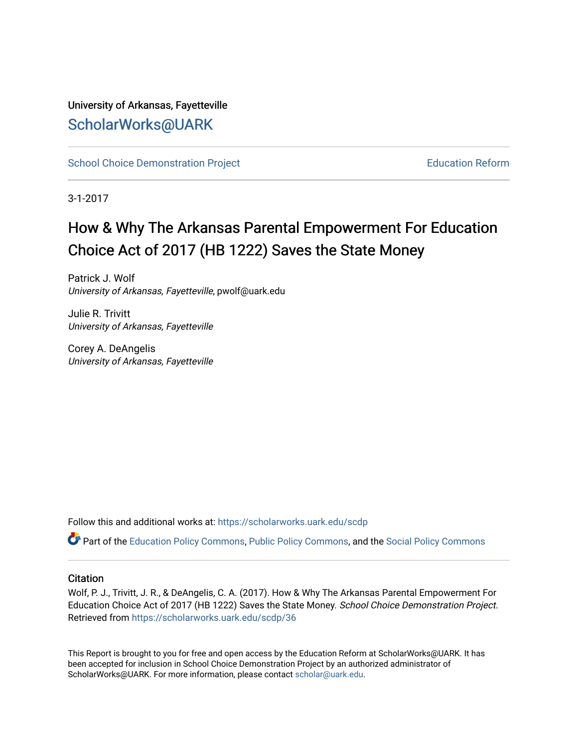University of Arkansas, Fayetteville

ScholarWorks@UARK

School Choice Demonstration Project

Education Reform

3-1-2017

# How & Why The Arkansas Parental Empowerment For Education Choice Act of 2017 (HB 1222) Saves the State Money

Patrick J. Wolf
*University of Arkansas, Fayetteville*, pwolf@uark.edu

Julie R. Trivitt
*University of Arkansas, Fayetteville*

Corey A. DeAngelis
*University of Arkansas, Fayetteville*

Follow this and additional works at: https://scholarworks.uark.edu/scdp

Part of the Education Policy Commons, Public Policy Commons, and the Social Policy Commons

## Citation

Wolf, P. J., Trivitt, J. R., & DeAngelis, C. A. (2017). How & Why The Arkansas Parental Empowerment For Education Choice Act of 2017 (HB 1222) Saves the State Money. *School Choice Demonstration Project.* Retrieved from https://scholarworks.uark.edu/scdp/36

This Report is brought to you for free and open access by the Education Reform at ScholarWorks@UARK. It has been accepted for inclusion in School Choice Demonstration Project by an authorized administrator of ScholarWorks@UARK. For more information, please contact scholar@uark.edu.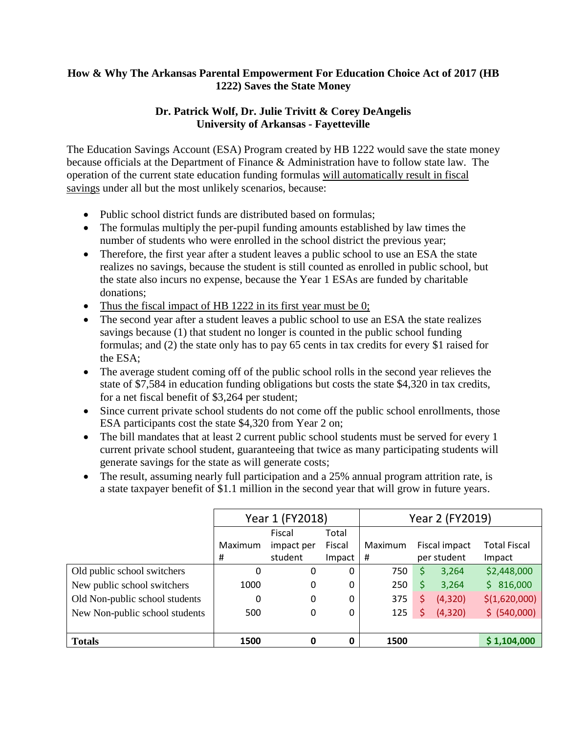**How & Why The Arkansas Parental Empowerment For Education Choice Act of 2017 (HB 1222) Saves the State Money**

**Dr. Patrick Wolf, Dr. Julie Trivitt & Corey DeAngelis**
**University of Arkansas - Fayetteville**

The Education Savings Account (ESA) Program created by HB 1222 would save the state money because officials at the Department of Finance & Administration have to follow state law. The operation of the current state education funding formulas will automatically result in fiscal savings under all but the most unlikely scenarios, because:

- Public school district funds are distributed based on formulas;
- The formulas multiply the per-pupil funding amounts established by law times the number of students who were enrolled in the school district the previous year;
- Therefore, the first year after a student leaves a public school to use an ESA the state realizes no savings, because the student is still counted as enrolled in public school, but the state also incurs no expense, because the Year 1 ESAs are funded by charitable donations;
- Thus the fiscal impact of HB 1222 in its first year must be 0;
- The second year after a student leaves a public school to use an ESA the state realizes savings because (1) that student no longer is counted in the public school funding formulas; and (2) the state only has to pay 65 cents in tax credits for every $1 raised for the ESA;
- The average student coming off of the public school rolls in the second year relieves the state of $7,584 in education funding obligations but costs the state $4,320 in tax credits, for a net fiscal benefit of $3,264 per student;
- Since current private school students do not come off the public school enrollments, those ESA participants cost the state $4,320 from Year 2 on;
- The bill mandates that at least 2 current public school students must be served for every 1 current private school student, guaranteeing that twice as many participating students will generate savings for the state as will generate costs;
- The result, assuming nearly full participation and a 25% annual program attrition rate, is a state taxpayer benefit of $1.1 million in the second year that will grow in future years.

| | Year 1 (FY2018) | | | Year 2 (FY2019) | | |
|---|---|---|---|---|---|---|
| | Maximum # | Fiscal impact per student | Total Fiscal Impact | Maximum # | Fiscal impact per student | Total Fiscal Impact |
| Old public school switchers | 0 | 0 | 0 | 750 | $ 3,264 | $2,448,000 |
| New public school switchers | 1000 | 0 | 0 | 250 | $ 3,264 | $ 816,000 |
| Old Non-public school students | 0 | 0 | 0 | 375 | $ (4,320) | $(1,620,000) |
| New Non-public school students | 500 | 0 | 0 | 125 | $ (4,320) | $ (540,000) |
| | | | | | | |
| **Totals** | **1500** | **0** | **0** | **1500** | | **$ 1,104,000** |